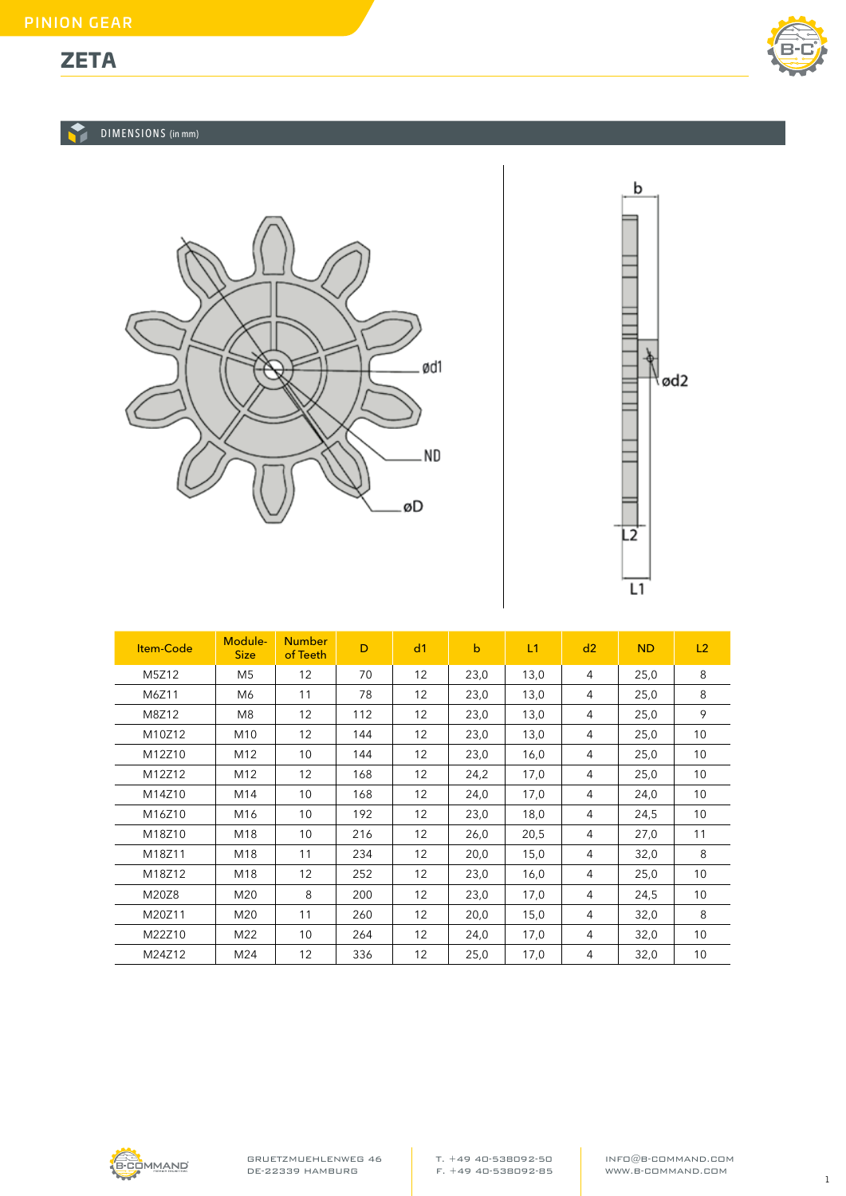PINION GEAR

# ZETA

DIMENSIONS (in mm)

ød1

ND

øD

b

ød2

L2

L1

| Item-Code | Module-Size | Number of Teeth | D | d1 | b | L1 | d2 | ND | L2 |
|---|---|---|---|---|---|---|---|---|---|
| M5Z12 | M5 | 12 | 70 | 12 | 23,0 | 13,0 | 4 | 25,0 | 8 |
| M6Z11 | M6 | 11 | 78 | 12 | 23,0 | 13,0 | 4 | 25,0 | 8 |
| M8Z12 | M8 | 12 | 112 | 12 | 23,0 | 13,0 | 4 | 25,0 | 9 |
| M10Z12 | M10 | 12 | 144 | 12 | 23,0 | 13,0 | 4 | 25,0 | 10 |
| M12Z10 | M12 | 10 | 144 | 12 | 23,0 | 16,0 | 4 | 25,0 | 10 |
| M12Z12 | M12 | 12 | 168 | 12 | 24,2 | 17,0 | 4 | 25,0 | 10 |
| M14Z10 | M14 | 10 | 168 | 12 | 24,0 | 17,0 | 4 | 24,0 | 10 |
| M16Z10 | M16 | 10 | 192 | 12 | 23,0 | 18,0 | 4 | 24,5 | 10 |
| M18Z10 | M18 | 10 | 216 | 12 | 26,0 | 20,5 | 4 | 27,0 | 11 |
| M18Z11 | M18 | 11 | 234 | 12 | 20,0 | 15,0 | 4 | 32,0 | 8 |
| M18Z12 | M18 | 12 | 252 | 12 | 23,0 | 16,0 | 4 | 25,0 | 10 |
| M20Z8 | M20 | 8 | 200 | 12 | 23,0 | 17,0 | 4 | 24,5 | 10 |
| M20Z11 | M20 | 11 | 260 | 12 | 20,0 | 15,0 | 4 | 32,0 | 8 |
| M22Z10 | M22 | 10 | 264 | 12 | 24,0 | 17,0 | 4 | 32,0 | 10 |
| M24Z12 | M24 | 12 | 336 | 12 | 25,0 | 17,0 | 4 | 32,0 | 10 |

GRUETZMUEHLENWEG 46
DE-22339 HAMBURG

T. +49 40-538092-50
F. +49 40-538092-85

INFO@B-COMMAND.COM
WWW.B-COMMAND.COM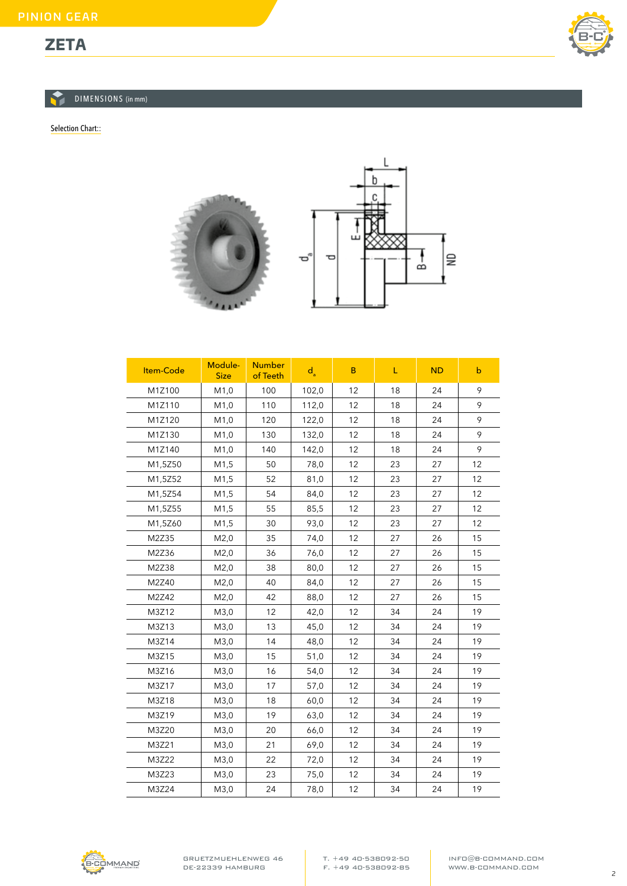PINION GEAR

# ZETA

## DIMENSIONS (in mm)

Selection Chart::

| Item-Code | Module-Size | Number of Teeth | $d_a$ | B | L | ND | b |
|---|---|---|---|---|---|---|---|
| M1Z100 | M1,0 | 100 | 102,0 | 12 | 18 | 24 | 9 |
| M1Z110 | M1,0 | 110 | 112,0 | 12 | 18 | 24 | 9 |
| M1Z120 | M1,0 | 120 | 122,0 | 12 | 18 | 24 | 9 |
| M1Z130 | M1,0 | 130 | 132,0 | 12 | 18 | 24 | 9 |
| M1Z140 | M1,0 | 140 | 142,0 | 12 | 18 | 24 | 9 |
| M1,5Z50 | M1,5 | 50 | 78,0 | 12 | 23 | 27 | 12 |
| M1,5Z52 | M1,5 | 52 | 81,0 | 12 | 23 | 27 | 12 |
| M1,5Z54 | M1,5 | 54 | 84,0 | 12 | 23 | 27 | 12 |
| M1,5Z55 | M1,5 | 55 | 85,5 | 12 | 23 | 27 | 12 |
| M1,5Z60 | M1,5 | 30 | 93,0 | 12 | 23 | 27 | 12 |
| M2Z35 | M2,0 | 35 | 74,0 | 12 | 27 | 26 | 15 |
| M2Z36 | M2,0 | 36 | 76,0 | 12 | 27 | 26 | 15 |
| M2Z38 | M2,0 | 38 | 80,0 | 12 | 27 | 26 | 15 |
| M2Z40 | M2,0 | 40 | 84,0 | 12 | 27 | 26 | 15 |
| M2Z42 | M2,0 | 42 | 88,0 | 12 | 27 | 26 | 15 |
| M3Z12 | M3,0 | 12 | 42,0 | 12 | 34 | 24 | 19 |
| M3Z13 | M3,0 | 13 | 45,0 | 12 | 34 | 24 | 19 |
| M3Z14 | M3,0 | 14 | 48,0 | 12 | 34 | 24 | 19 |
| M3Z15 | M3,0 | 15 | 51,0 | 12 | 34 | 24 | 19 |
| M3Z16 | M3,0 | 16 | 54,0 | 12 | 34 | 24 | 19 |
| M3Z17 | M3,0 | 17 | 57,0 | 12 | 34 | 24 | 19 |
| M3Z18 | M3,0 | 18 | 60,0 | 12 | 34 | 24 | 19 |
| M3Z19 | M3,0 | 19 | 63,0 | 12 | 34 | 24 | 19 |
| M3Z20 | M3,0 | 20 | 66,0 | 12 | 34 | 24 | 19 |
| M3Z21 | M3,0 | 21 | 69,0 | 12 | 34 | 24 | 19 |
| M3Z22 | M3,0 | 22 | 72,0 | 12 | 34 | 24 | 19 |
| M3Z23 | M3,0 | 23 | 75,0 | 12 | 34 | 24 | 19 |
| M3Z24 | M3,0 | 24 | 78,0 | 12 | 34 | 24 | 19 |

GRUETZMUEHLENWEG 46
DE-22339 HAMBURG

T. +49 40-538092-50
F. +49 40-538092-85

INFO@B-COMMAND.COM
WWW.B-COMMAND.COM